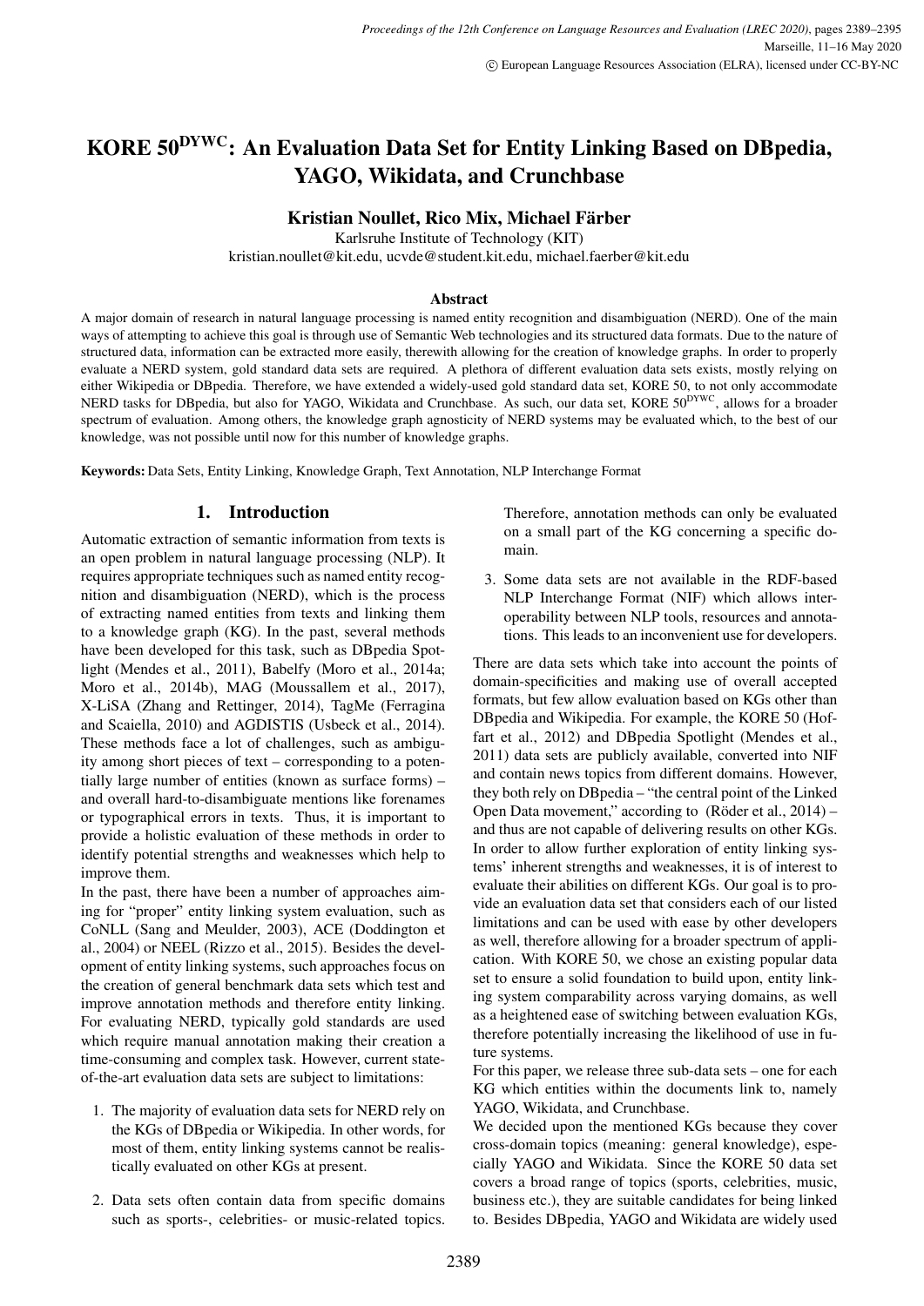# KORE 50$^{\text{DYWC}}$: An Evaluation Data Set for Entity Linking Based on DBpedia, YAGO, Wikidata, and Crunchbase

**Kristian Noullet, Rico Mix, Michael Färber**

Karlsruhe Institute of Technology (KIT)

kristian.noullet@kit.edu, ucvde@student.kit.edu, michael.faerber@kit.edu

## Abstract

A major domain of research in natural language processing is named entity recognition and disambiguation (NERD). One of the main ways of attempting to achieve this goal is through use of Semantic Web technologies and its structured data formats. Due to the nature of structured data, information can be extracted more easily, therewith allowing for the creation of knowledge graphs. In order to properly evaluate a NERD system, gold standard data sets are required. A plethora of different evaluation data sets exists, mostly relying on either Wikipedia or DBpedia. Therefore, we have extended a widely-used gold standard data set, KORE 50, to not only accommodate NERD tasks for DBpedia, but also for YAGO, Wikidata and Crunchbase. As such, our data set, KORE 50$^{\text{DYWC}}$, allows for a broader spectrum of evaluation. Among others, the knowledge graph agnosticity of NERD systems may be evaluated which, to the best of our knowledge, was not possible until now for this number of knowledge graphs.

**Keywords:** Data Sets, Entity Linking, Knowledge Graph, Text Annotation, NLP Interchange Format

## 1. Introduction

Automatic extraction of semantic information from texts is an open problem in natural language processing (NLP). It requires appropriate techniques such as named entity recognition and disambiguation (NERD), which is the process of extracting named entities from texts and linking them to a knowledge graph (KG). In the past, several methods have been developed for this task, such as DBpedia Spotlight (Mendes et al., 2011), Babelfy (Moro et al., 2014a; Moro et al., 2014b), MAG (Moussallem et al., 2017), X-LiSA (Zhang and Rettinger, 2014), TagMe (Ferragina and Scaiella, 2010) and AGDISTIS (Usbeck et al., 2014). These methods face a lot of challenges, such as ambiguity among short pieces of text – corresponding to a potentially large number of entities (known as surface forms) – and overall hard-to-disambiguate mentions like forenames or typographical errors in texts. Thus, it is important to provide a holistic evaluation of these methods in order to identify potential strengths and weaknesses which help to improve them.

In the past, there have been a number of approaches aiming for "proper" entity linking system evaluation, such as CoNLL (Sang and Meulder, 2003), ACE (Doddington et al., 2004) or NEEL (Rizzo et al., 2015). Besides the development of entity linking systems, such approaches focus on the creation of general benchmark data sets which test and improve annotation methods and therefore entity linking. For evaluating NERD, typically gold standards are used which require manual annotation making their creation a time-consuming and complex task. However, current state-of-the-art evaluation data sets are subject to limitations:

1. The majority of evaluation data sets for NERD rely on the KGs of DBpedia or Wikipedia. In other words, for most of them, entity linking systems cannot be realistically evaluated on other KGs at present.
2. Data sets often contain data from specific domains such as sports-, celebrities- or music-related topics. Therefore, annotation methods can only be evaluated on a small part of the KG concerning a specific domain.
3. Some data sets are not available in the RDF-based NLP Interchange Format (NIF) which allows interoperability between NLP tools, resources and annotations. This leads to an inconvenient use for developers.

There are data sets which take into account the points of domain-specificities and making use of overall accepted formats, but few allow evaluation based on KGs other than DBpedia and Wikipedia. For example, the KORE 50 (Hoffart et al., 2012) and DBpedia Spotlight (Mendes et al., 2011) data sets are publicly available, converted into NIF and contain news topics from different domains. However, they both rely on DBpedia – "the central point of the Linked Open Data movement," according to (Röder et al., 2014) – and thus are not capable of delivering results on other KGs. In order to allow further exploration of entity linking systems' inherent strengths and weaknesses, it is of interest to evaluate their abilities on different KGs. Our goal is to provide an evaluation data set that considers each of our listed limitations and can be used with ease by other developers as well, therefore allowing for a broader spectrum of application. With KORE 50, we chose an existing popular data set to ensure a solid foundation to build upon, entity linking system comparability across varying domains, as well as a heightened ease of switching between evaluation KGs, therefore potentially increasing the likelihood of use in future systems.

For this paper, we release three sub-data sets – one for each KG which entities within the documents link to, namely YAGO, Wikidata, and Crunchbase.

We decided upon the mentioned KGs because they cover cross-domain topics (meaning: general knowledge), especially YAGO and Wikidata. Since the KORE 50 data set covers a broad range of topics (sports, celebrities, music, business etc.), they are suitable candidates for being linked to. Besides DBpedia, YAGO and Wikidata are widely used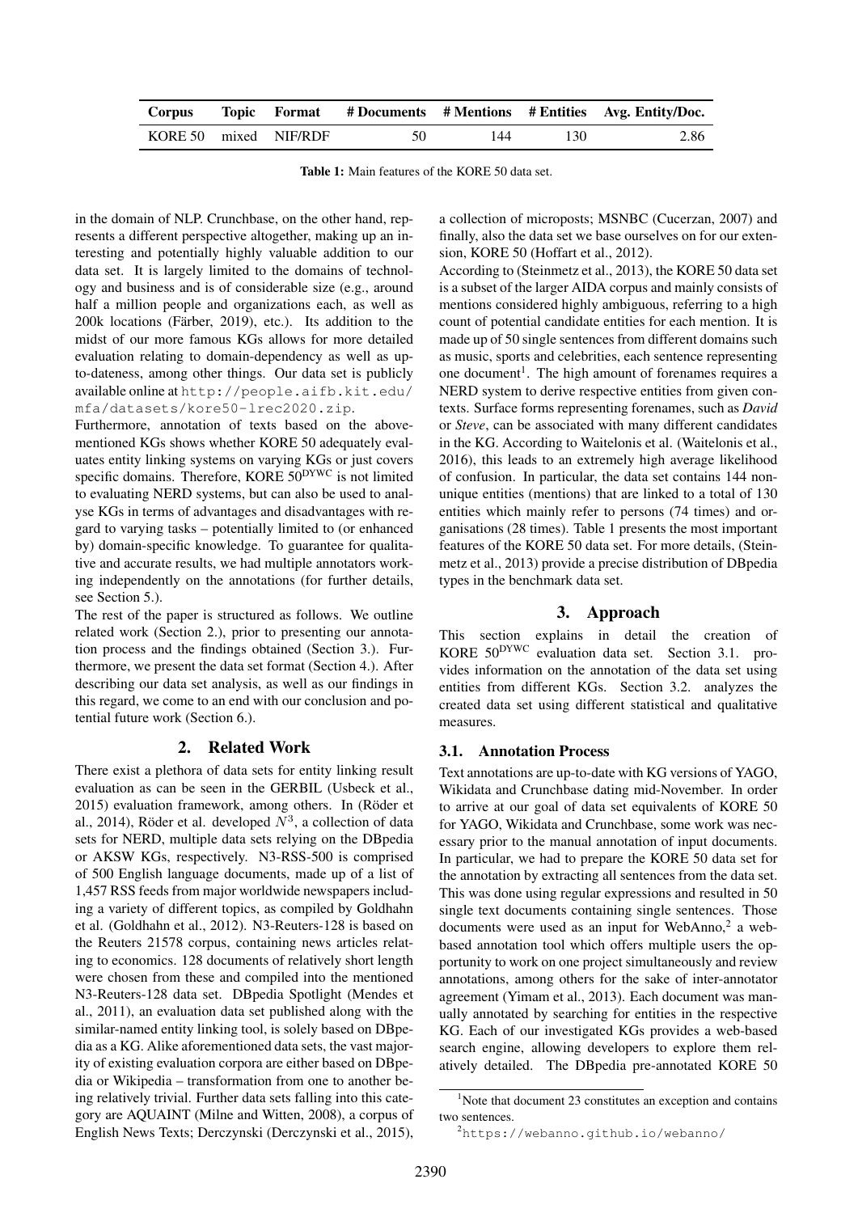| Corpus | Topic | Format | # Documents | # Mentions | # Entities | Avg. Entity/Doc. |
|---|---|---|---|---|---|---|
| KORE 50 | mixed | NIF/RDF | 50 | 144 | 130 | 2.86 |

**Table 1:** Main features of the KORE 50 data set.

in the domain of NLP. Crunchbase, on the other hand, represents a different perspective altogether, making up an interesting and potentially highly valuable addition to our data set. It is largely limited to the domains of technology and business and is of considerable size (e.g., around half a million people and organizations each, as well as 200k locations (Färber, 2019), etc.). Its addition to the midst of our more famous KGs allows for more detailed evaluation relating to domain-dependency as well as up-to-dateness, among other things. Our data set is publicly available online at http://people.aifb.kit.edu/mfa/datasets/kore50-lrec2020.zip.

Furthermore, annotation of texts based on the above-mentioned KGs shows whether KORE 50 adequately evaluates entity linking systems on varying KGs or just covers specific domains. Therefore, KORE $50^{\text{DYWC}}$ is not limited to evaluating NERD systems, but can also be used to analyse KGs in terms of advantages and disadvantages with regard to varying tasks – potentially limited to (or enhanced by) domain-specific knowledge. To guarantee for qualitative and accurate results, we had multiple annotators working independently on the annotations (for further details, see Section 5.).

The rest of the paper is structured as follows. We outline related work (Section 2.), prior to presenting our annotation process and the findings obtained (Section 3.). Furthermore, we present the data set format (Section 4.). After describing our data set analysis, as well as our findings in this regard, we come to an end with our conclusion and potential future work (Section 6.).

## 2. Related Work

There exist a plethora of data sets for entity linking result evaluation as can be seen in the GERBIL (Usbeck et al., 2015) evaluation framework, among others. In (Röder et al., 2014), Röder et al. developed $N^3$, a collection of data sets for NERD, multiple data sets relying on the DBpedia or AKSW KGs, respectively. N3-RSS-500 is comprised of 500 English language documents, made up of a list of 1,457 RSS feeds from major worldwide newspapers including a variety of different topics, as compiled by Goldhahn et al. (Goldhahn et al., 2012). N3-Reuters-128 is based on the Reuters 21578 corpus, containing news articles relating to economics. 128 documents of relatively short length were chosen from these and compiled into the mentioned N3-Reuters-128 data set. DBpedia Spotlight (Mendes et al., 2011), an evaluation data set published along with the similar-named entity linking tool, is solely based on DBpedia as a KG. Alike aforementioned data sets, the vast majority of existing evaluation corpora are either based on DBpedia or Wikipedia – transformation from one to another being relatively trivial. Further data sets falling into this category are AQUAINT (Milne and Witten, 2008), a corpus of English News Texts; Derczynski (Derczynski et al., 2015), a collection of microposts; MSNBC (Cucerzan, 2007) and finally, also the data set we base ourselves on for our extension, KORE 50 (Hoffart et al., 2012).

According to (Steinmetz et al., 2013), the KORE 50 data set is a subset of the larger AIDA corpus and mainly consists of mentions considered highly ambiguous, referring to a high count of potential candidate entities for each mention. It is made up of 50 single sentences from different domains such as music, sports and celebrities, each sentence representing one document[1]. The high amount of forenames requires a NERD system to derive respective entities from given contexts. Surface forms representing forenames, such as *David* or *Steve*, can be associated with many different candidates in the KG. According to Waitelonis et al. (Waitelonis et al., 2016), this leads to an extremely high average likelihood of confusion. In particular, the data set contains 144 non-unique entities (mentions) that are linked to a total of 130 entities which mainly refer to persons (74 times) and organisations (28 times). Table 1 presents the most important features of the KORE 50 data set. For more details, (Steinmetz et al., 2013) provide a precise distribution of DBpedia types in the benchmark data set.

## 3. Approach

This section explains in detail the creation of KORE $50^{\text{DYWC}}$ evaluation data set. Section 3.1. provides information on the annotation of the data set using entities from different KGs. Section 3.2. analyzes the created data set using different statistical and qualitative measures.

### 3.1. Annotation Process

Text annotations are up-to-date with KG versions of YAGO, Wikidata and Crunchbase dating mid-November. In order to arrive at our goal of data set equivalents of KORE 50 for YAGO, Wikidata and Crunchbase, some work was necessary prior to the manual annotation of input documents. In particular, we had to prepare the KORE 50 data set for the annotation by extracting all sentences from the data set. This was done using regular expressions and resulted in 50 single text documents containing single sentences. Those documents were used as an input for WebAnno,[2] a web-based annotation tool which offers multiple users the opportunity to work on one project simultaneously and review annotations, among others for the sake of inter-annotator agreement (Yimam et al., 2013). Each document was manually annotated by searching for entities in the respective KG. Each of our investigated KGs provides a web-based search engine, allowing developers to explore them relatively detailed. The DBpedia pre-annotated KORE 50

[1] Note that document 23 constitutes an exception and contains two sentences.

[2] https://webanno.github.io/webanno/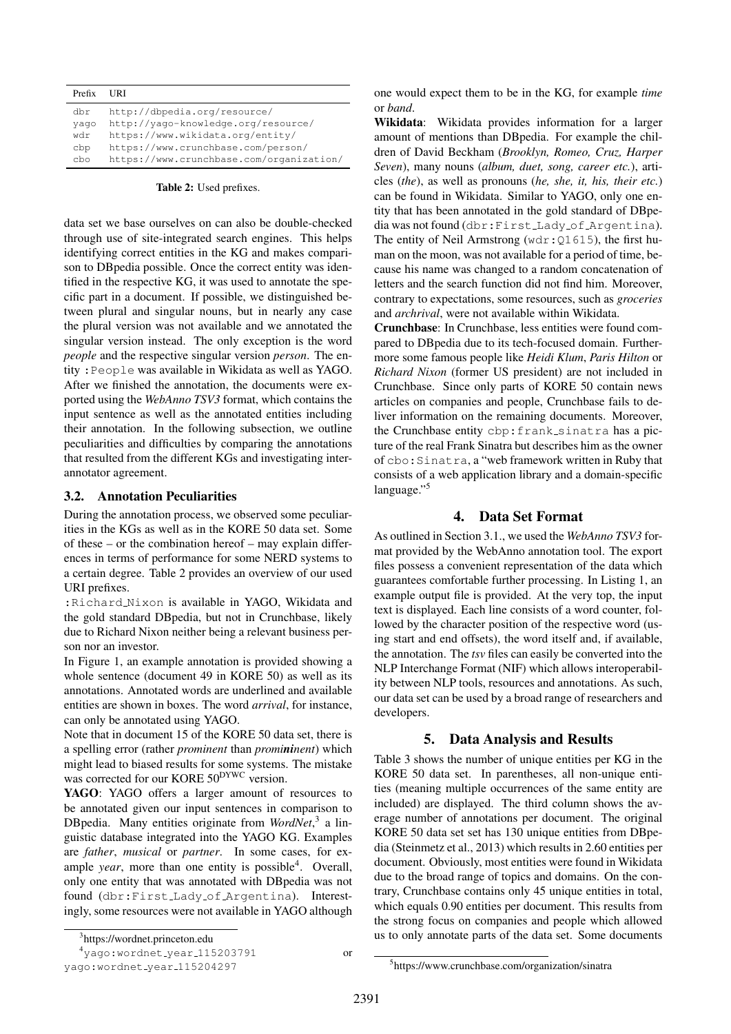| Prefix | URI |
| --- | --- |
| dbr | http://dbpedia.org/resource/ |
| yago | http://yago-knowledge.org/resource/ |
| wdr | https://www.wikidata.org/entity/ |
| cbp | https://www.crunchbase.com/person/ |
| cbo | https://www.crunchbase.com/organization/ |

**Table 2:** Used prefixes.

data set we base ourselves on can also be double-checked through use of site-integrated search engines. This helps identifying correct entities in the KG and makes comparison to DBpedia possible. Once the correct entity was identified in the respective KG, it was used to annotate the specific part in a document. If possible, we distinguished between plural and singular nouns, but in nearly any case the plural version was not available and we annotated the singular version instead. The only exception is the word *people* and the respective singular version *person*. The entity `:People` was available in Wikidata as well as YAGO. After we finished the annotation, the documents were exported using the *WebAnno TSV3* format, which contains the input sentence as well as the annotated entities including their annotation. In the following subsection, we outline peculiarities and difficulties by comparing the annotations that resulted from the different KGs and investigating inter-annotator agreement.

### 3.2. Annotation Peculiarities

During the annotation process, we observed some peculiarities in the KGs as well as in the KORE 50 data set. Some of these – or the combination hereof – may explain differences in terms of performance for some NERD systems to a certain degree. Table 2 provides an overview of our used URI prefixes.

`:Richard_Nixon` is available in YAGO, Wikidata and the gold standard DBpedia, but not in Crunchbase, likely due to Richard Nixon neither being a relevant business person nor an investor.

In Figure 1, an example annotation is provided showing a whole sentence (document 49 in KORE 50) as well as its annotations. Annotated words are underlined and available entities are shown in boxes. The word *arrival*, for instance, can only be annotated using YAGO.

Note that in document 15 of the KORE 50 data set, there is a spelling error (rather *prominent* than *prom**inin**ent*) which might lead to biased results for some systems. The mistake was corrected for our KORE 50$^{\text{DYWC}}$ version.

**YAGO**: YAGO offers a larger amount of resources to be annotated given our input sentences in comparison to DBpedia. Many entities originate from *WordNet*,[3] a linguistic database integrated into the YAGO KG. Examples are *father*, *musical* or *partner*. In some cases, for example *year*, more than one entity is possible[4]. Overall, only one entity that was annotated with DBpedia was not found (`dbr:First_Lady_of_Argentina`). Interestingly, some resources were not available in YAGO although one would expect them to be in the KG, for example *time* or *band*.

**Wikidata**: Wikidata provides information for a larger amount of mentions than DBpedia. For example the children of David Beckham (*Brooklyn, Romeo, Cruz, Harper Seven*), many nouns (*album, duet, song, career etc.*), articles (*the*), as well as pronouns (*he, she, it, his, their etc.*) can be found in Wikidata. Similar to YAGO, only one entity that has been annotated in the gold standard of DBpedia was not found (`dbr:First_Lady_of_Argentina`). The entity of Neil Armstrong (`wdr:Q1615`), the first human on the moon, was not available for a period of time, because his name was changed to a random concatenation of letters and the search function did not find him. Moreover, contrary to expectations, some resources, such as *groceries* and *archrival*, were not available within Wikidata.

**Crunchbase**: In Crunchbase, less entities were found compared to DBpedia due to its tech-focused domain. Furthermore some famous people like *Heidi Klum*, *Paris Hilton* or *Richard Nixon* (former US president) are not included in Crunchbase. Since only parts of KORE 50 contain news articles on companies and people, Crunchbase fails to deliver information on the remaining documents. Moreover, the Crunchbase entity `cbp:frank_sinatra` has a picture of the real Frank Sinatra but describes him as the owner of `cbo:Sinatra`, a "web framework written in Ruby that consists of a web application library and a domain-specific language."[5]

## 4. Data Set Format

As outlined in Section 3.1., we used the *WebAnno TSV3* format provided by the WebAnno annotation tool. The export files possess a convenient representation of the data which guarantees comfortable further processing. In Listing 1, an example output file is provided. At the very top, the input text is displayed. Each line consists of a word counter, followed by the character position of the respective word (using start and end offsets), the word itself and, if available, the annotation. The *tsv* files can easily be converted into the NLP Interchange Format (NIF) which allows interoperability between NLP tools, resources and annotations. As such, our data set can be used by a broad range of researchers and developers.

## 5. Data Analysis and Results

Table 3 shows the number of unique entities per KG in the KORE 50 data set. In parentheses, all non-unique entities (meaning multiple occurrences of the same entity are included) are displayed. The third column shows the average number of annotations per document. The original KORE 50 data set has 130 unique entities from DBpedia (Steinmetz et al., 2013) which results in 2.60 entities per document. Obviously, most entities were found in Wikidata due to the broad range of topics and domains. On the contrary, Crunchbase contains only 45 unique entities in total, which equals 0.90 entities per document. This results from the strong focus on companies and people which allowed us to only annotate parts of the data set. Some documents

[3] https://wordnet.princeton.edu

[4] `yago:wordnet_year_115203791` or `yago:wordnet_year_115204297`

[5] https://www.crunchbase.com/organization/sinatra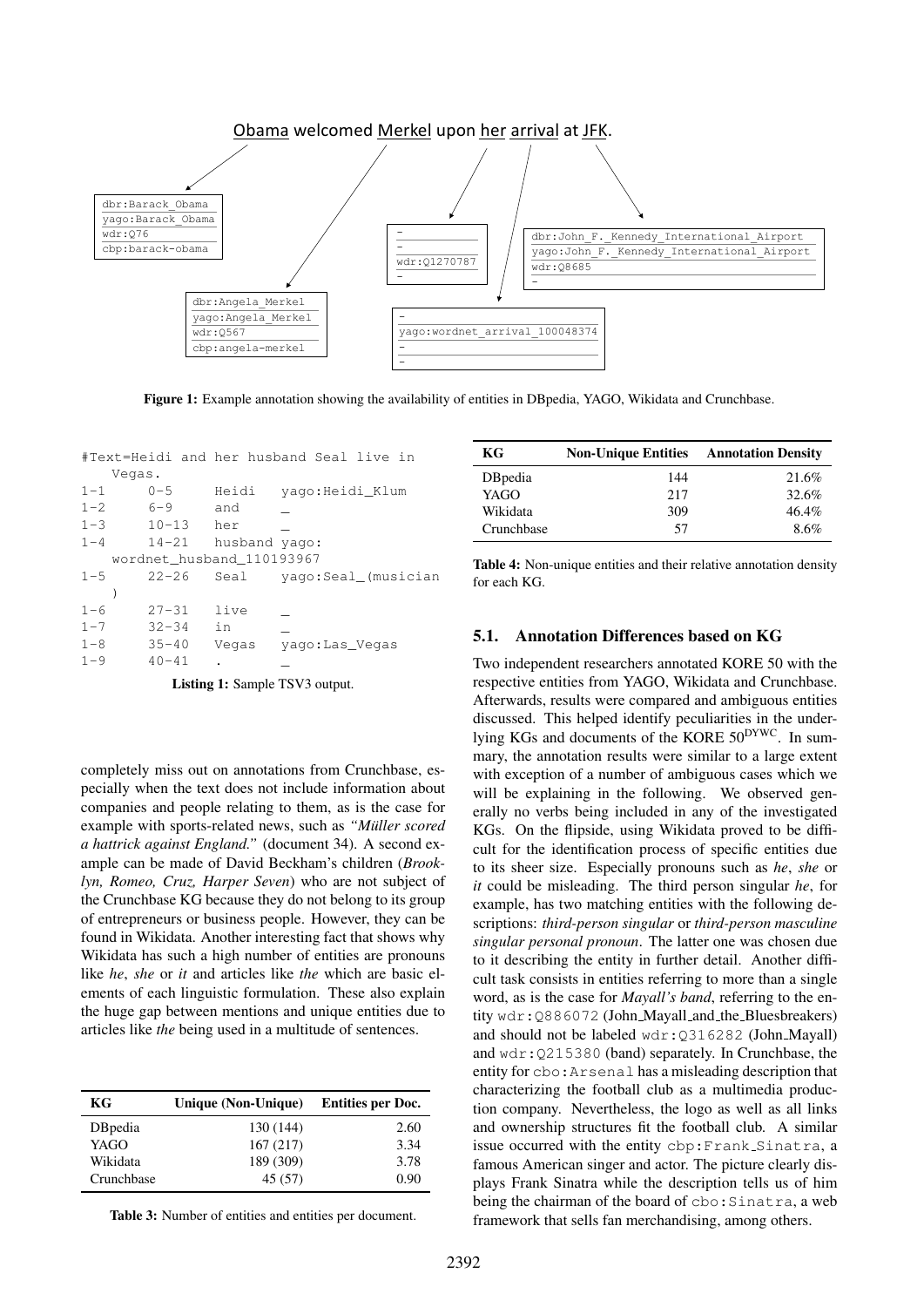Obama welcomed Merkel upon her arrival at JFK.

| Mention | DBpedia | YAGO | Wikidata | Crunchbase |
|---|---|---|---|---|
| Obama | dbr:Barack_Obama | yago:Barack_Obama | wdr:Q76 | cbp:barack-obama |
| Merkel | dbr:Angela_Merkel | yago:Angela_Merkel | wdr:Q567 | cbp:angela-merkel |
| her | - | - | wdr:Q1270787 | - |
| arrival | - | yago:wordnet_arrival_100048374 | - | - |
| JFK | dbr:John_F._Kennedy_International_Airport | yago:John_F._Kennedy_International_Airport | wdr:Q8685 | - |

**Figure 1:** Example annotation showing the availability of entities in DBpedia, YAGO, Wikidata and Crunchbase.

```
#Text=Heidi and her husband Seal live in
   Vegas.
1-1     0-5     Heidi   yago:Heidi_Klum
1-2     6-9     and     _
1-3     10-13   her     _
1-4     14-21   husband yago:
   wordnet_husband_110193967
1-5     22-26   Seal    yago:Seal_(musician
   )
1-6     27-31   live    _
1-7     32-34   in      _
1-8     35-40   Vegas   yago:Las_Vegas
1-9     40-41   .       _
```

**Listing 1:** Sample TSV3 output.

completely miss out on annotations from Crunchbase, especially when the text does not include information about companies and people relating to them, as is the case for example with sports-related news, such as *"Müller scored a hattrick against England."* (document 34). A second example can be made of David Beckham's children (*Brooklyn, Romeo, Cruz, Harper Seven*) who are not subject of the Crunchbase KG because they do not belong to its group of entrepreneurs or business people. However, they can be found in Wikidata. Another interesting fact that shows why Wikidata has such a high number of entities are pronouns like *he*, *she* or *it* and articles like *the* which are basic elements of each linguistic formulation. These also explain the huge gap between mentions and unique entities due to articles like *the* being used in a multitude of sentences.

| KG | Unique (Non-Unique) | Entities per Doc. |
|---|---|---|
| DBpedia | 130 (144) | 2.60 |
| YAGO | 167 (217) | 3.34 |
| Wikidata | 189 (309) | 3.78 |
| Crunchbase | 45 (57) | 0.90 |

**Table 3:** Number of entities and entities per document.

| KG | Non-Unique Entities | Annotation Density |
|---|---|---|
| DBpedia | 144 | 21.6% |
| YAGO | 217 | 32.6% |
| Wikidata | 309 | 46.4% |
| Crunchbase | 57 | 8.6% |

**Table 4:** Non-unique entities and their relative annotation density for each KG.

### 5.1. Annotation Differences based on KG

Two independent researchers annotated KORE 50 with the respective entities from YAGO, Wikidata and Crunchbase. Afterwards, results were compared and ambiguous entities discussed. This helped identify peculiarities in the underlying KGs and documents of the KORE 50[DYWC]. In summary, the annotation results were similar to a large extent with exception of a number of ambiguous cases which we will be explaining in the following. We observed generally no verbs being included in any of the investigated KGs. On the flipside, using Wikidata proved to be difficult for the identification process of specific entities due to its sheer size. Especially pronouns such as *he*, *she* or *it* could be misleading. The third person singular *he*, for example, has two matching entities with the following descriptions: *third-person singular* or *third-person masculine singular personal pronoun*. The latter one was chosen due to it describing the entity in further detail. Another difficult task consists in entities referring to more than a single word, as is the case for *Mayall's band*, referring to the entity `wdr:Q886072` (John_Mayall_and_the_Bluesbreakers) and should not be labeled `wdr:Q316282` (John_Mayall) and `wdr:Q215380` (band) separately. In Crunchbase, the entity for `cbo:Arsenal` has a misleading description that characterizing the football club as a multimedia production company. Nevertheless, the logo as well as all links and ownership structures fit the football club. A similar issue occurred with the entity `cbp:Frank_Sinatra`, a famous American singer and actor. The picture clearly displays Frank Sinatra while the description tells us of him being the chairman of the board of `cbo:Sinatra`, a web framework that sells fan merchandising, among others.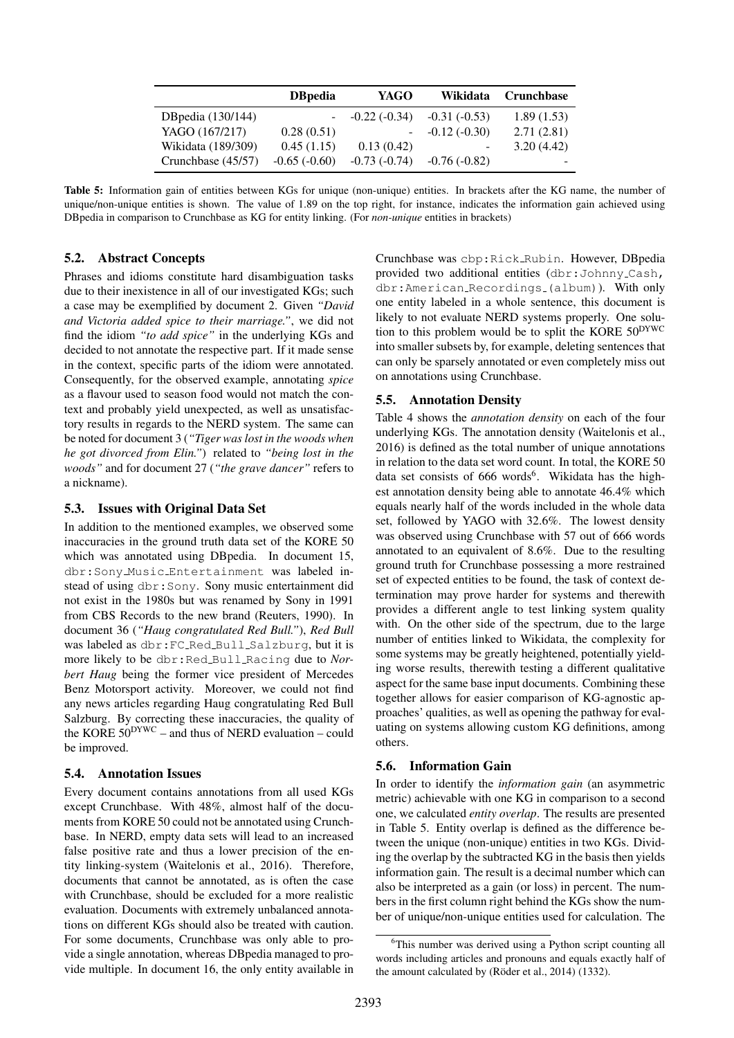| | DBpedia | YAGO | Wikidata | Crunchbase |
|---|---|---|---|---|
| DBpedia (130/144) | - | -0.22 (-0.34) | -0.31 (-0.53) | 1.89 (1.53) |
| YAGO (167/217) | 0.28 (0.51) | - | -0.12 (-0.30) | 2.71 (2.81) |
| Wikidata (189/309) | 0.45 (1.15) | 0.13 (0.42) | - | 3.20 (4.42) |
| Crunchbase (45/57) | -0.65 (-0.60) | -0.73 (-0.74) | -0.76 (-0.82) | - |

**Table 5:** Information gain of entities between KGs for unique (non-unique) entities. In brackets after the KG name, the number of unique/non-unique entities is shown. The value of 1.89 on the top right, for instance, indicates the information gain achieved using DBpedia in comparison to Crunchbase as KG for entity linking. (For *non-unique* entities in brackets)

### 5.2. Abstract Concepts

Phrases and idioms constitute hard disambiguation tasks due to their inexistence in all of our investigated KGs; such a case may be exemplified by document 2. Given *"David and Victoria added spice to their marriage."*, we did not find the idiom *"to add spice"* in the underlying KGs and decided to not annotate the respective part. If it made sense in the context, specific parts of the idiom were annotated. Consequently, for the observed example, annotating *spice* as a flavour used to season food would not match the context and probably yield unexpected, as well as unsatisfactory results in regards to the NERD system. The same can be noted for document 3 (*"Tiger was lost in the woods when he got divorced from Elin."*) related to *"being lost in the woods"* and for document 27 (*"the grave dancer"* refers to a nickname).

### 5.3. Issues with Original Data Set

In addition to the mentioned examples, we observed some inaccuracies in the ground truth data set of the KORE 50 which was annotated using DBpedia. In document 15, `dbr:Sony_Music_Entertainment` was labeled instead of using `dbr:Sony`. Sony music entertainment did not exist in the 1980s but was renamed by Sony in 1991 from CBS Records to the new brand (Reuters, 1990). In document 36 (*"Haug congratulated Red Bull."*), *Red Bull* was labeled as `dbr:FC_Red_Bull_Salzburg`, but it is more likely to be `dbr:Red_Bull_Racing` due to *Norbert Haug* being the former vice president of Mercedes Benz Motorsport activity. Moreover, we could not find any news articles regarding Haug congratulating Red Bull Salzburg. By correcting these inaccuracies, the quality of the KORE $50^{\text{DYWC}}$ – and thus of NERD evaluation – could be improved.

### 5.4. Annotation Issues

Every document contains annotations from all used KGs except Crunchbase. With 48%, almost half of the documents from KORE 50 could not be annotated using Crunchbase. In NERD, empty data sets will lead to an increased false positive rate and thus a lower precision of the entity linking-system (Waitelonis et al., 2016). Therefore, documents that cannot be annotated, as is often the case with Crunchbase, should be excluded for a more realistic evaluation. Documents with extremely unbalanced annotations on different KGs should also be treated with caution. For some documents, Crunchbase was only able to provide a single annotation, whereas DBpedia managed to provide multiple. In document 16, the only entity available in Crunchbase was `cbp:Rick_Rubin`. However, DBpedia provided two additional entities (`dbr:Johnny_Cash`, `dbr:American_Recordings_(album)`). With only one entity labeled in a whole sentence, this document is likely to not evaluate NERD systems properly. One solution to this problem would be to split the KORE $50^{\text{DYWC}}$ into smaller subsets by, for example, deleting sentences that can only be sparsely annotated or even completely miss out on annotations using Crunchbase.

### 5.5. Annotation Density

Table 4 shows the *annotation density* on each of the four underlying KGs. The annotation density (Waitelonis et al., 2016) is defined as the total number of unique annotations in relation to the data set word count. In total, the KORE 50 data set consists of 666 words[6]. Wikidata has the highest annotation density being able to annotate 46.4% which equals nearly half of the words included in the whole data set, followed by YAGO with 32.6%. The lowest density was observed using Crunchbase with 57 out of 666 words annotated to an equivalent of 8.6%. Due to the resulting ground truth for Crunchbase possessing a more restrained set of expected entities to be found, the task of context determination may prove harder for systems and therewith provides a different angle to test linking system quality with. On the other side of the spectrum, due to the large number of entities linked to Wikidata, the complexity for some systems may be greatly heightened, potentially yielding worse results, therewith testing a different qualitative aspect for the same base input documents. Combining these together allows for easier comparison of KG-agnostic approaches' qualities, as well as opening the pathway for evaluating on systems allowing custom KG definitions, among others.

### 5.6. Information Gain

In order to identify the *information gain* (an asymmetric metric) achievable with one KG in comparison to a second one, we calculated *entity overlap*. The results are presented in Table 5. Entity overlap is defined as the difference between the unique (non-unique) entities in two KGs. Dividing the overlap by the subtracted KG in the basis then yields information gain. The result is a decimal number which can also be interpreted as a gain (or loss) in percent. The numbers in the first column right behind the KGs show the number of unique/non-unique entities used for calculation. The

[6] This number was derived using a Python script counting all words including articles and pronouns and equals exactly half of the amount calculated by (Röder et al., 2014) (1332).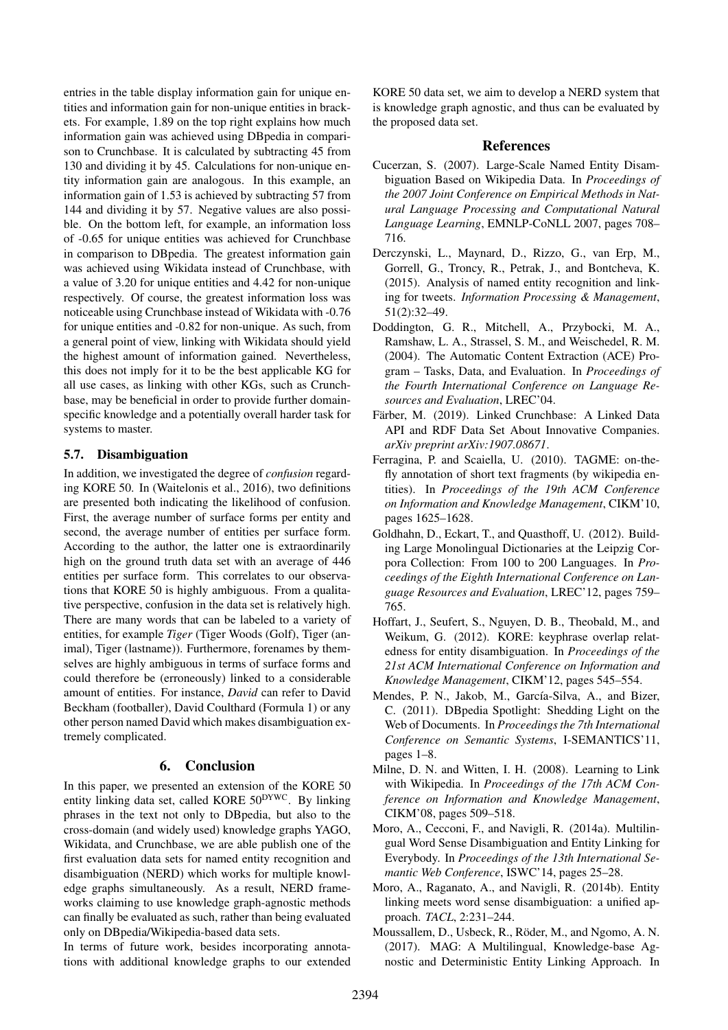entries in the table display information gain for unique entities and information gain for non-unique entities in brackets. For example, 1.89 on the top right explains how much information gain was achieved using DBpedia in comparison to Crunchbase. It is calculated by subtracting 45 from 130 and dividing it by 45. Calculations for non-unique entity information gain are analogous. In this example, an information gain of 1.53 is achieved by subtracting 57 from 144 and dividing it by 57. Negative values are also possible. On the bottom left, for example, an information loss of -0.65 for unique entities was achieved for Crunchbase in comparison to DBpedia. The greatest information gain was achieved using Wikidata instead of Crunchbase, with a value of 3.20 for unique entities and 4.42 for non-unique respectively. Of course, the greatest information loss was noticeable using Crunchbase instead of Wikidata with -0.76 for unique entities and -0.82 for non-unique. As such, from a general point of view, linking with Wikidata should yield the highest amount of information gained. Nevertheless, this does not imply for it to be the best applicable KG for all use cases, as linking with other KGs, such as Crunchbase, may be beneficial in order to provide further domain-specific knowledge and a potentially overall harder task for systems to master.

### 5.7. Disambiguation

In addition, we investigated the degree of *confusion* regarding KORE 50. In (Waitelonis et al., 2016), two definitions are presented both indicating the likelihood of confusion. First, the average number of surface forms per entity and second, the average number of entities per surface form. According to the author, the latter one is extraordinarily high on the ground truth data set with an average of 446 entities per surface form. This correlates to our observations that KORE 50 is highly ambiguous. From a qualitative perspective, confusion in the data set is relatively high. There are many words that can be labeled to a variety of entities, for example *Tiger* (Tiger Woods (Golf), Tiger (animal), Tiger (lastname)). Furthermore, forenames by themselves are highly ambiguous in terms of surface forms and could therefore be (erroneously) linked to a considerable amount of entities. For instance, *David* can refer to David Beckham (footballer), David Coulthard (Formula 1) or any other person named David which makes disambiguation extremely complicated.

## 6. Conclusion

In this paper, we presented an extension of the KORE 50 entity linking data set, called KORE 50$^{\text{DYWC}}$. By linking phrases in the text not only to DBpedia, but also to the cross-domain (and widely used) knowledge graphs YAGO, Wikidata, and Crunchbase, we are able publish one of the first evaluation data sets for named entity recognition and disambiguation (NERD) which works for multiple knowledge graphs simultaneously. As a result, NERD frameworks claiming to use knowledge graph-agnostic methods can finally be evaluated as such, rather than being evaluated only on DBpedia/Wikipedia-based data sets.

In terms of future work, besides incorporating annotations with additional knowledge graphs to our extended KORE 50 data set, we aim to develop a NERD system that is knowledge graph agnostic, and thus can be evaluated by the proposed data set.

## References

Cucerzan, S. (2007). Large-Scale Named Entity Disambiguation Based on Wikipedia Data. In *Proceedings of the 2007 Joint Conference on Empirical Methods in Natural Language Processing and Computational Natural Language Learning*, EMNLP-CoNLL 2007, pages 708–716.

Derczynski, L., Maynard, D., Rizzo, G., van Erp, M., Gorrell, G., Troncy, R., Petrak, J., and Bontcheva, K. (2015). Analysis of named entity recognition and linking for tweets. *Information Processing & Management*, 51(2):32–49.

Doddington, G. R., Mitchell, A., Przybocki, M. A., Ramshaw, L. A., Strassel, S. M., and Weischedel, R. M. (2004). The Automatic Content Extraction (ACE) Program – Tasks, Data, and Evaluation. In *Proceedings of the Fourth International Conference on Language Resources and Evaluation*, LREC'04.

Färber, M. (2019). Linked Crunchbase: A Linked Data API and RDF Data Set About Innovative Companies. *arXiv preprint arXiv:1907.08671*.

Ferragina, P. and Scaiella, U. (2010). TAGME: on-the-fly annotation of short text fragments (by wikipedia entities). In *Proceedings of the 19th ACM Conference on Information and Knowledge Management*, CIKM'10, pages 1625–1628.

Goldhahn, D., Eckart, T., and Quasthoff, U. (2012). Building Large Monolingual Dictionaries at the Leipzig Corpora Collection: From 100 to 200 Languages. In *Proceedings of the Eighth International Conference on Language Resources and Evaluation*, LREC'12, pages 759–765.

Hoffart, J., Seufert, S., Nguyen, D. B., Theobald, M., and Weikum, G. (2012). KORE: keyphrase overlap relatedness for entity disambiguation. In *Proceedings of the 21st ACM International Conference on Information and Knowledge Management*, CIKM'12, pages 545–554.

Mendes, P. N., Jakob, M., García-Silva, A., and Bizer, C. (2011). DBpedia Spotlight: Shedding Light on the Web of Documents. In *Proceedings the 7th International Conference on Semantic Systems*, I-SEMANTICS'11, pages 1–8.

Milne, D. N. and Witten, I. H. (2008). Learning to Link with Wikipedia. In *Proceedings of the 17th ACM Conference on Information and Knowledge Management*, CIKM'08, pages 509–518.

Moro, A., Cecconi, F., and Navigli, R. (2014a). Multilingual Word Sense Disambiguation and Entity Linking for Everybody. In *Proceedings of the 13th International Semantic Web Conference*, ISWC'14, pages 25–28.

Moro, A., Raganato, A., and Navigli, R. (2014b). Entity linking meets word sense disambiguation: a unified approach. *TACL*, 2:231–244.

Moussallem, D., Usbeck, R., Röder, M., and Ngomo, A. N. (2017). MAG: A Multilingual, Knowledge-base Agnostic and Deterministic Entity Linking Approach. In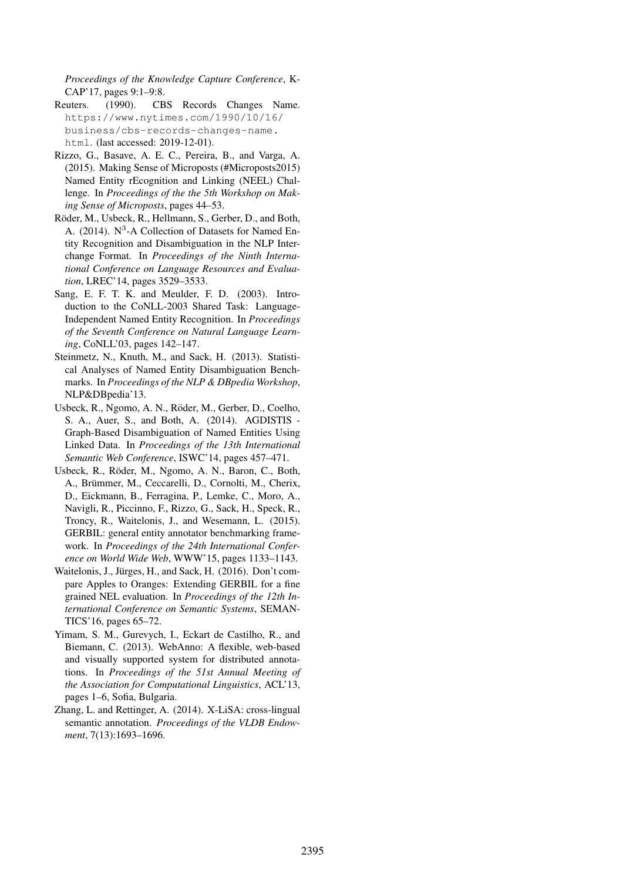*Proceedings of the Knowledge Capture Conference*, K-CAP'17, pages 9:1–9:8.

Reuters. (1990). CBS Records Changes Name. `https://www.nytimes.com/1990/10/16/business/cbs-records-changes-name.html`. (last accessed: 2019-12-01).

Rizzo, G., Basave, A. E. C., Pereira, B., and Varga, A. (2015). Making Sense of Microposts (#Microposts2015) Named Entity rEcognition and Linking (NEEL) Challenge. In *Proceedings of the the 5th Workshop on Making Sense of Microposts*, pages 44–53.

Röder, M., Usbeck, R., Hellmann, S., Gerber, D., and Both, A. (2014). $N^3$-A Collection of Datasets for Named Entity Recognition and Disambiguation in the NLP Interchange Format. In *Proceedings of the Ninth International Conference on Language Resources and Evaluation*, LREC'14, pages 3529–3533.

Sang, E. F. T. K. and Meulder, F. D. (2003). Introduction to the CoNLL-2003 Shared Task: Language-Independent Named Entity Recognition. In *Proceedings of the Seventh Conference on Natural Language Learning*, CoNLL'03, pages 142–147.

Steinmetz, N., Knuth, M., and Sack, H. (2013). Statistical Analyses of Named Entity Disambiguation Benchmarks. In *Proceedings of the NLP & DBpedia Workshop*, NLP&DBpedia'13.

Usbeck, R., Ngomo, A. N., Röder, M., Gerber, D., Coelho, S. A., Auer, S., and Both, A. (2014). AGDISTIS - Graph-Based Disambiguation of Named Entities Using Linked Data. In *Proceedings of the 13th International Semantic Web Conference*, ISWC'14, pages 457–471.

Usbeck, R., Röder, M., Ngomo, A. N., Baron, C., Both, A., Brümmer, M., Ceccarelli, D., Cornolti, M., Cherix, D., Eickmann, B., Ferragina, P., Lemke, C., Moro, A., Navigli, R., Piccinno, F., Rizzo, G., Sack, H., Speck, R., Troncy, R., Waitelonis, J., and Wesemann, L. (2015). GERBIL: general entity annotator benchmarking framework. In *Proceedings of the 24th International Conference on World Wide Web*, WWW'15, pages 1133–1143.

Waitelonis, J., Jürges, H., and Sack, H. (2016). Don't compare Apples to Oranges: Extending GERBIL for a fine grained NEL evaluation. In *Proceedings of the 12th International Conference on Semantic Systems*, SEMANTICS'16, pages 65–72.

Yimam, S. M., Gurevych, I., Eckart de Castilho, R., and Biemann, C. (2013). WebAnno: A flexible, web-based and visually supported system for distributed annotations. In *Proceedings of the 51st Annual Meeting of the Association for Computational Linguistics*, ACL'13, pages 1–6, Sofia, Bulgaria.

Zhang, L. and Rettinger, A. (2014). X-LiSA: cross-lingual semantic annotation. *Proceedings of the VLDB Endowment*, 7(13):1693–1696.